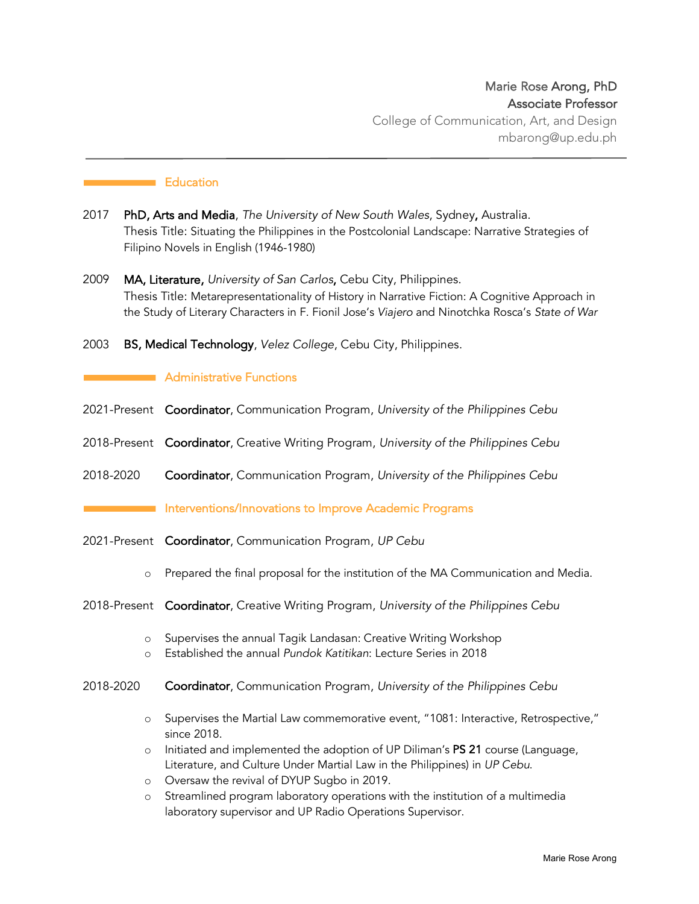Marie Rose Arong, PhD
**Associate Professor**
College of Communication, Art, and Design
mbarong@up.edu.ph

---

## Education

2017 **PhD, Arts and Media**, *The University of New South Wales*, Sydney, Australia.
Thesis Title: Situating the Philippines in the Postcolonial Landscape: Narrative Strategies of Filipino Novels in English (1946-1980)

2009 **MA, Literature,** *University of San Carlos*, Cebu City, Philippines.
Thesis Title: Metarepresentationality of History in Narrative Fiction: A Cognitive Approach in the Study of Literary Characters in F. Fionil Jose's *Viajero* and Ninotchka Rosca's *State of War*

2003 **BS, Medical Technology**, *Velez College*, Cebu City, Philippines.

## Administrative Functions

2021-Present **Coordinator**, Communication Program, *University of the Philippines Cebu*

2018-Present **Coordinator**, Creative Writing Program, *University of the Philippines Cebu*

2018-2020 **Coordinator**, Communication Program, *University of the Philippines Cebu*

## Interventions/Innovations to Improve Academic Programs

2021-Present **Coordinator**, Communication Program, *UP Cebu*

- Prepared the final proposal for the institution of the MA Communication and Media.

2018-Present **Coordinator**, Creative Writing Program, *University of the Philippines Cebu*

- Supervises the annual Tagik Landasan: Creative Writing Workshop
- Established the annual *Pundok Katitikan*: Lecture Series in 2018

2018-2020 **Coordinator**, Communication Program, *University of the Philippines Cebu*

- Supervises the Martial Law commemorative event, "1081: Interactive, Retrospective," since 2018.
- Initiated and implemented the adoption of UP Diliman's **PS 21** course (Language, Literature, and Culture Under Martial Law in the Philippines) in *UP Cebu*.
- Oversaw the revival of DYUP Sugbo in 2019.
- Streamlined program laboratory operations with the institution of a multimedia laboratory supervisor and UP Radio Operations Supervisor.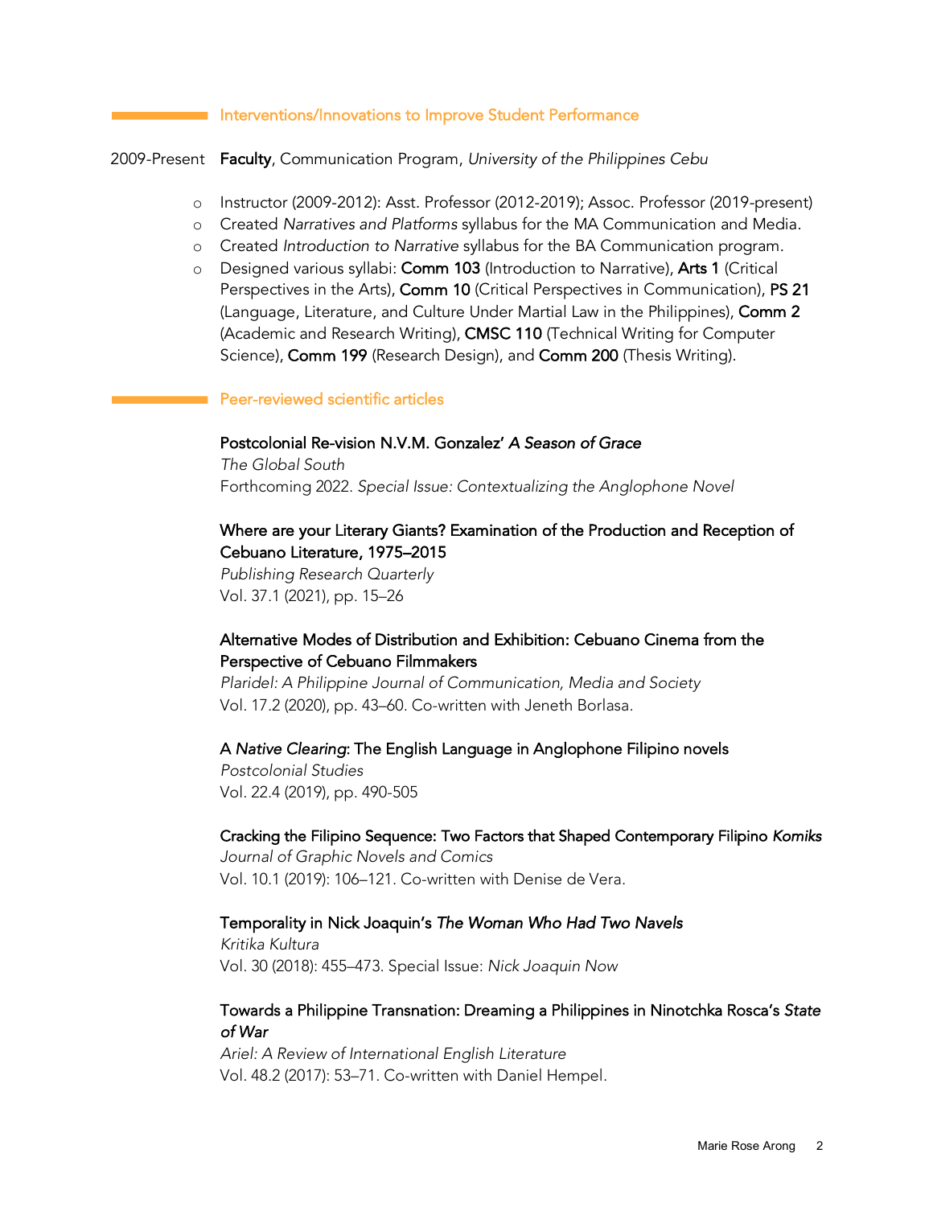## Interventions/Innovations to Improve Student Performance

2009-Present **Faculty**, Communication Program, *University of the Philippines Cebu*

- Instructor (2009-2012): Asst. Professor (2012-2019); Assoc. Professor (2019-present)
- Created *Narratives and Platforms* syllabus for the MA Communication and Media.
- Created *Introduction to Narrative* syllabus for the BA Communication program.
- Designed various syllabi: **Comm 103** (Introduction to Narrative), **Arts 1** (Critical Perspectives in the Arts), **Comm 10** (Critical Perspectives in Communication), **PS 21** (Language, Literature, and Culture Under Martial Law in the Philippines), **Comm 2** (Academic and Research Writing), **CMSC 110** (Technical Writing for Computer Science), **Comm 199** (Research Design), and **Comm 200** (Thesis Writing).

## Peer-reviewed scientific articles

**Postcolonial Re-vision N.V.M. Gonzalez' *A Season of Grace***
*The Global South*
Forthcoming 2022. *Special Issue: Contextualizing the Anglophone Novel*

**Where are your Literary Giants? Examination of the Production and Reception of Cebuano Literature, 1975–2015**
*Publishing Research Quarterly*
Vol. 37.1 (2021), pp. 15–26

**Alternative Modes of Distribution and Exhibition: Cebuano Cinema from the Perspective of Cebuano Filmmakers**
*Plaridel: A Philippine Journal of Communication, Media and Society*
Vol. 17.2 (2020), pp. 43–60. Co-written with Jeneth Borlasa.

**A *Native Clearing*: The English Language in Anglophone Filipino novels**
*Postcolonial Studies*
Vol. 22.4 (2019), pp. 490-505

**Cracking the Filipino Sequence: Two Factors that Shaped Contemporary Filipino *Komiks***
*Journal of Graphic Novels and Comics*
Vol. 10.1 (2019): 106–121. Co-written with Denise de Vera.

**Temporality in Nick Joaquin's *The Woman Who Had Two Navels***
*Kritika Kultura*
Vol. 30 (2018): 455–473. Special Issue: *Nick Joaquin Now*

**Towards a Philippine Transnation: Dreaming a Philippines in Ninotchka Rosca's *State of War***
*Ariel: A Review of International English Literature*
Vol. 48.2 (2017): 53–71. Co-written with Daniel Hempel.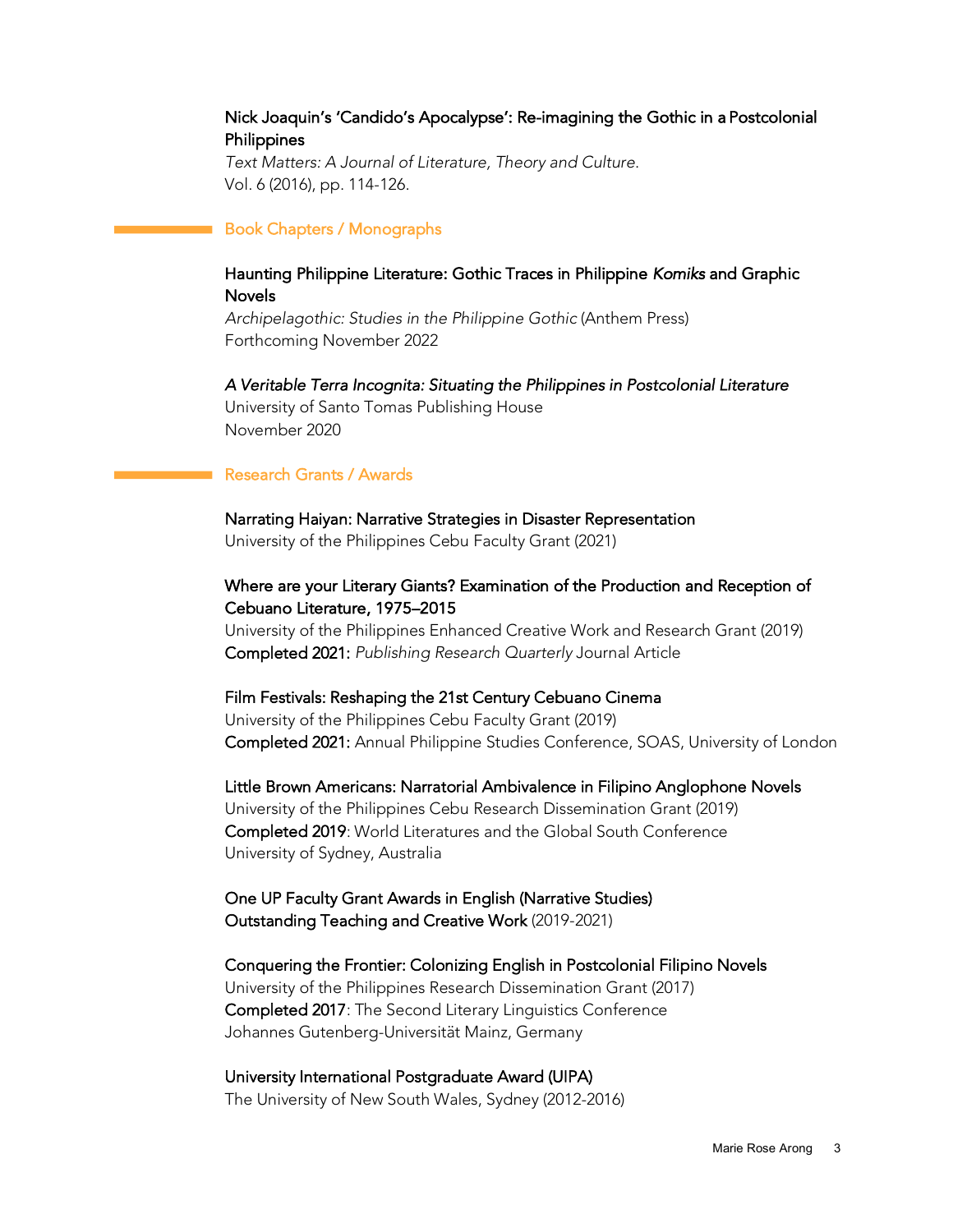Nick Joaquin's 'Candido's Apocalypse': Re-imagining the Gothic in a Postcolonial Philippines
*Text Matters: A Journal of Literature, Theory and Culture.*
Vol. 6 (2016), pp. 114-126.

## Book Chapters / Monographs

Haunting Philippine Literature: Gothic Traces in Philippine *Komiks* and Graphic Novels
*Archipelagothic: Studies in the Philippine Gothic* (Anthem Press)
Forthcoming November 2022

*A Veritable Terra Incognita: Situating the Philippines in Postcolonial Literature*
University of Santo Tomas Publishing House
November 2020

## Research Grants / Awards

Narrating Haiyan: Narrative Strategies in Disaster Representation
University of the Philippines Cebu Faculty Grant (2021)

Where are your Literary Giants? Examination of the Production and Reception of Cebuano Literature, 1975–2015
University of the Philippines Enhanced Creative Work and Research Grant (2019)
**Completed 2021:** *Publishing Research Quarterly* Journal Article

Film Festivals: Reshaping the 21st Century Cebuano Cinema
University of the Philippines Cebu Faculty Grant (2019)
**Completed 2021:** Annual Philippine Studies Conference, SOAS, University of London

Little Brown Americans: Narratorial Ambivalence in Filipino Anglophone Novels
University of the Philippines Cebu Research Dissemination Grant (2019)
**Completed 2019**: World Literatures and the Global South Conference
University of Sydney, Australia

One UP Faculty Grant Awards in English (Narrative Studies)
Outstanding Teaching and Creative Work (2019-2021)

Conquering the Frontier: Colonizing English in Postcolonial Filipino Novels
University of the Philippines Research Dissemination Grant (2017)
**Completed 2017**: The Second Literary Linguistics Conference
Johannes Gutenberg-Universität Mainz, Germany

University International Postgraduate Award (UIPA)
The University of New South Wales, Sydney (2012-2016)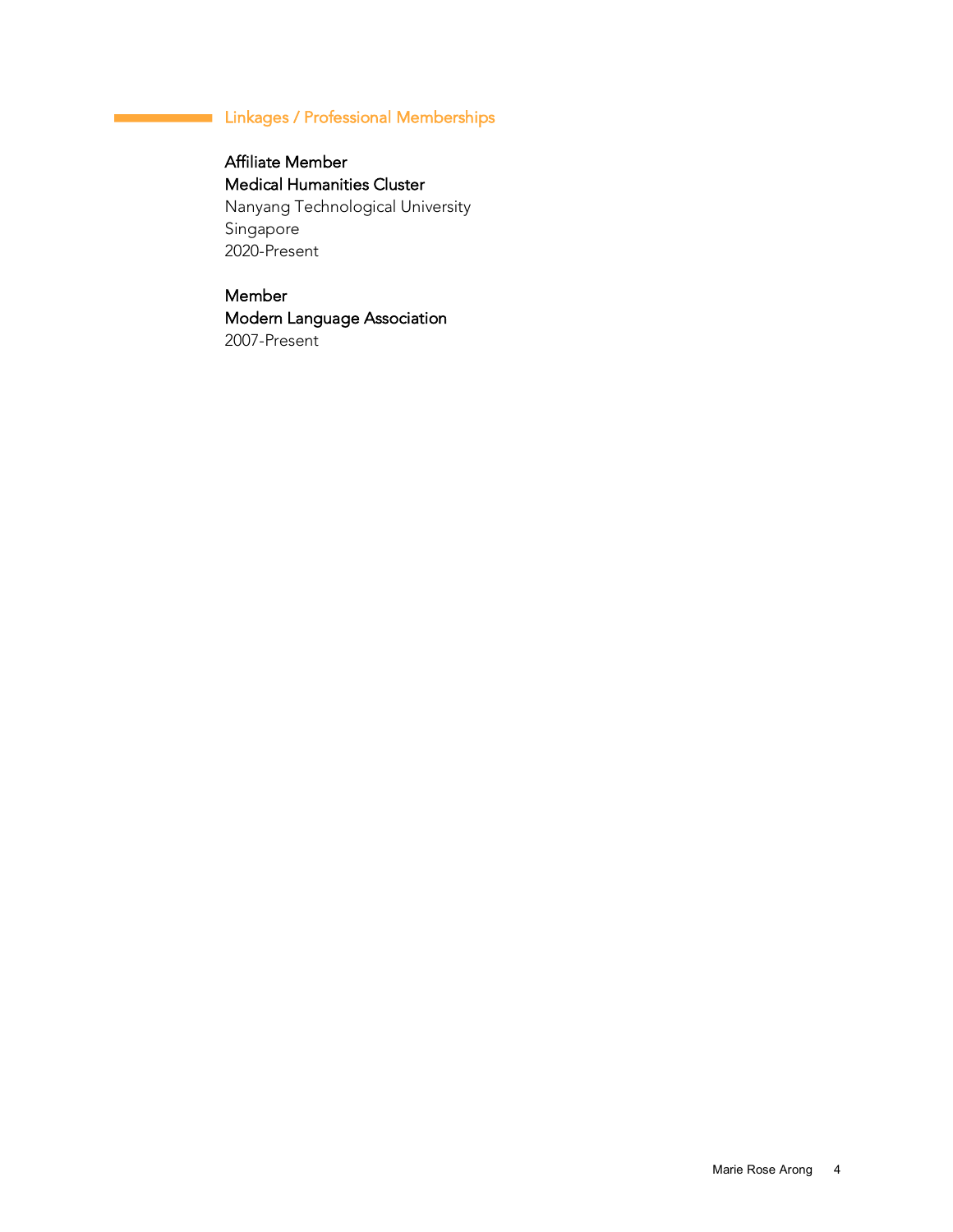## Linkages / Professional Memberships

**Affiliate Member**
**Medical Humanities Cluster**
Nanyang Technological University
Singapore
2020-Present

**Member**
**Modern Language Association**
2007-Present